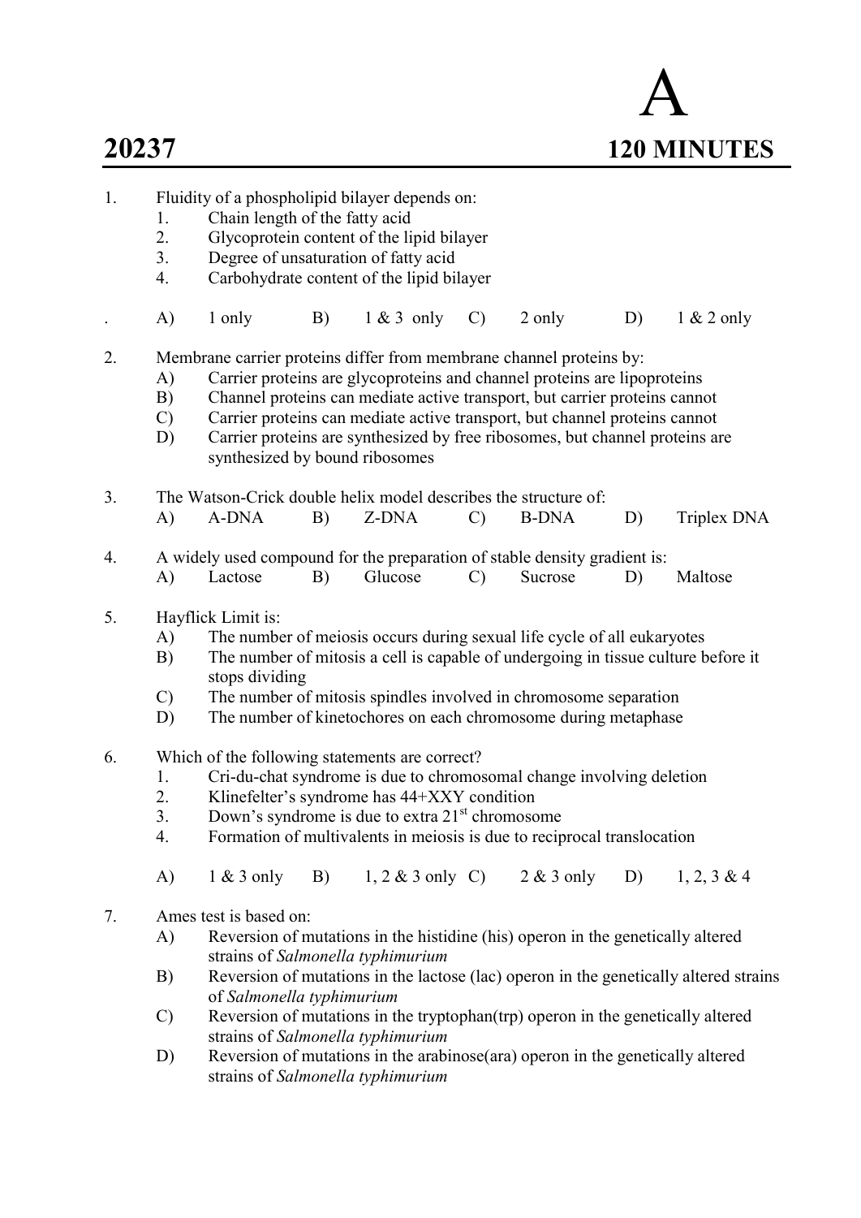# 20237

# A

**120 MINUTES**

1. Fluidity of a phospholipid bilayer depends on:
   1. Chain length of the fatty acid
   2. Glycoprotein content of the lipid bilayer
   3. Degree of unsaturation of fatty acid
   4. Carbohydrate content of the lipid bilayer

   A) 1 only  B) 1 & 3 only  C) 2 only  D) 1 & 2 only

2. Membrane carrier proteins differ from membrane channel proteins by:
   - A) Carrier proteins are glycoproteins and channel proteins are lipoproteins
   - B) Channel proteins can mediate active transport, but carrier proteins cannot
   - C) Carrier proteins can mediate active transport, but channel proteins cannot
   - D) Carrier proteins are synthesized by free ribosomes, but channel proteins are synthesized by bound ribosomes

3. The Watson-Crick double helix model describes the structure of:

   A) A-DNA  B) Z-DNA  C) B-DNA  D) Triplex DNA

4. A widely used compound for the preparation of stable density gradient is:

   A) Lactose  B) Glucose  C) Sucrose  D) Maltose

5. Hayflick Limit is:
   - A) The number of meiosis occurs during sexual life cycle of all eukaryotes
   - B) The number of mitosis a cell is capable of undergoing in tissue culture before it stops dividing
   - C) The number of mitosis spindles involved in chromosome separation
   - D) The number of kinetochores on each chromosome during metaphase

6. Which of the following statements are correct?
   1. Cri-du-chat syndrome is due to chromosomal change involving deletion
   2. Klinefelter's syndrome has 44+XXY condition
   3. Down's syndrome is due to extra 21st chromosome
   4. Formation of multivalents in meiosis is due to reciprocal translocation

   A) 1 & 3 only  B) 1, 2 & 3 only  C) 2 & 3 only  D) 1, 2, 3 & 4

7. Ames test is based on:
   - A) Reversion of mutations in the histidine (his) operon in the genetically altered strains of *Salmonella typhimurium*
   - B) Reversion of mutations in the lactose (lac) operon in the genetically altered strains of *Salmonella typhimurium*
   - C) Reversion of mutations in the tryptophan(trp) operon in the genetically altered strains of *Salmonella typhimurium*
   - D) Reversion of mutations in the arabinose(ara) operon in the genetically altered strains of *Salmonella typhimurium*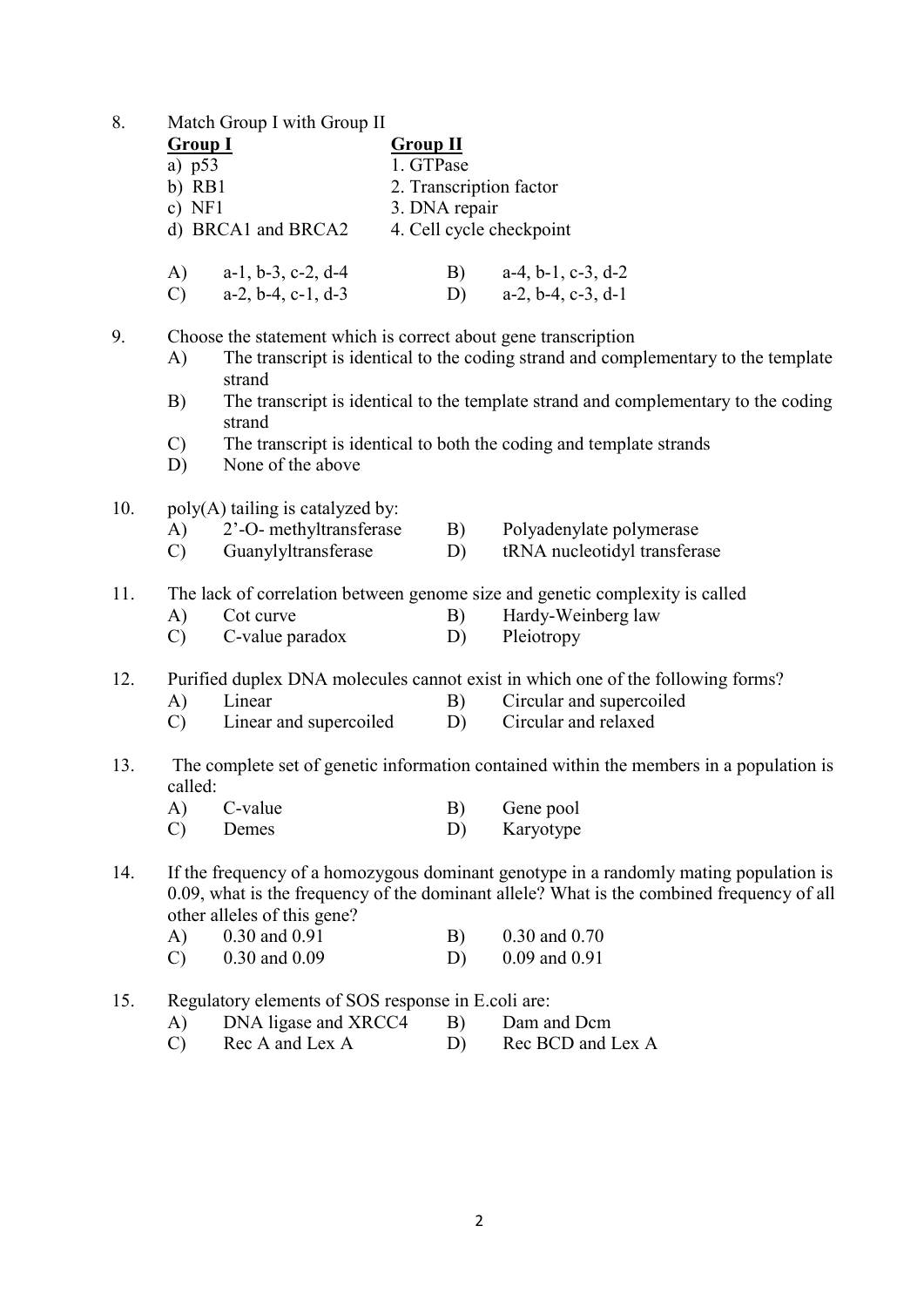8. Match Group I with Group II

| Group I | Group II |
|---|---|
| a) p53 | 1. GTPase |
| b) RB1 | 2. Transcription factor |
| c) NF1 | 3. DNA repair |
| d) BRCA1 and BRCA2 | 4. Cell cycle checkpoint |

A) a-1, b-3, c-2, d-4 B) a-4, b-1, c-3, d-2
C) a-2, b-4, c-1, d-3 D) a-2, b-4, c-3, d-1

9. Choose the statement which is correct about gene transcription
   A) The transcript is identical to the coding strand and complementary to the template strand
   B) The transcript is identical to the template strand and complementary to the coding strand
   C) The transcript is identical to both the coding and template strands
   D) None of the above

10. poly(A) tailing is catalyzed by:
    A) 2'-O- methyltransferase B) Polyadenylate polymerase
    C) Guanylyltransferase D) tRNA nucleotidyl transferase

11. The lack of correlation between genome size and genetic complexity is called
    A) Cot curve B) Hardy-Weinberg law
    C) C-value paradox D) Pleiotropy

12. Purified duplex DNA molecules cannot exist in which one of the following forms?
    A) Linear B) Circular and supercoiled
    C) Linear and supercoiled D) Circular and relaxed

13. The complete set of genetic information contained within the members in a population is called:
    A) C-value B) Gene pool
    C) Demes D) Karyotype

14. If the frequency of a homozygous dominant genotype in a randomly mating population is 0.09, what is the frequency of the dominant allele? What is the combined frequency of all other alleles of this gene?
    A) 0.30 and 0.91 B) 0.30 and 0.70
    C) 0.30 and 0.09 D) 0.09 and 0.91

15. Regulatory elements of SOS response in E.coli are:
    A) DNA ligase and XRCC4 B) Dam and Dcm
    C) Rec A and Lex A D) Rec BCD and Lex A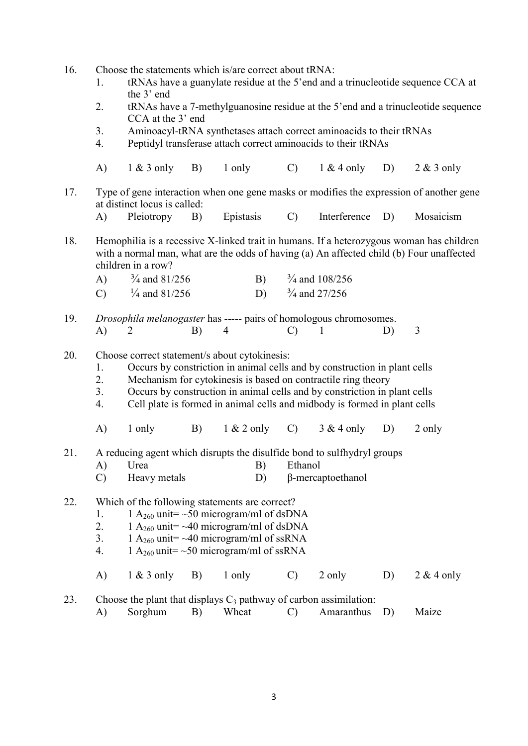16. Choose the statements which is/are correct about tRNA:
    1. tRNAs have a guanylate residue at the 5'end and a trinucleotide sequence CCA at the 3' end
    2. tRNAs have a 7-methylguanosine residue at the 5'end and a trinucleotide sequence CCA at the 3' end
    3. Aminoacyl-tRNA synthetases attach correct aminoacids to their tRNAs
    4. Peptidyl transferase attach correct aminoacids to their tRNAs

    A) 1 & 3 only B) 1 only C) 1 & 4 only D) 2 & 3 only

17. Type of gene interaction when one gene masks or modifies the expression of another gene at distinct locus is called:

    A) Pleiotropy B) Epistasis C) Interference D) Mosaicism

18. Hemophilia is a recessive X-linked trait in humans. If a heterozygous woman has children with a normal man, what are the odds of having (a) An affected child (b) Four unaffected children in a row?

    A) ¾ and 81/256 B) ¾ and 108/256
    C) ¼ and 81/256 D) ¾ and 27/256

19. *Drosophila melanogaster* has ----- pairs of homologous chromosomes.

    A) 2 B) 4 C) 1 D) 3

20. Choose correct statement/s about cytokinesis:
    1. Occurs by constriction in animal cells and by construction in plant cells
    2. Mechanism for cytokinesis is based on contractile ring theory
    3. Occurs by construction in animal cells and by constriction in plant cells
    4. Cell plate is formed in animal cells and midbody is formed in plant cells

    A) 1 only B) 1 & 2 only C) 3 & 4 only D) 2 only

21. A reducing agent which disrupts the disulfide bond to sulfhydryl groups

    A) Urea B) Ethanol
    C) Heavy metals D) β-mercaptoethanol

22. Which of the following statements are correct?
    1. 1 $A_{260}$ unit= ~50 microgram/ml of dsDNA
    2. 1 $A_{260}$ unit= ~40 microgram/ml of dsDNA
    3. 1 $A_{260}$ unit= ~40 microgram/ml of ssRNA
    4. 1 $A_{260}$ unit= ~50 microgram/ml of ssRNA

    A) 1 & 3 only B) 1 only C) 2 only D) 2 & 4 only

23. Choose the plant that displays $C_3$ pathway of carbon assimilation:

    A) Sorghum B) Wheat C) Amaranthus D) Maize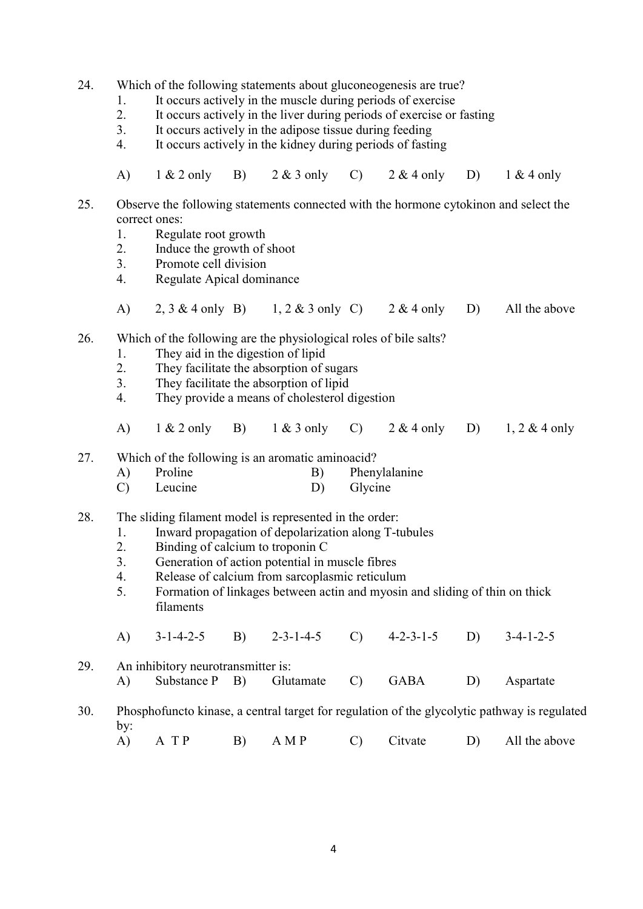24. Which of the following statements about gluconeogenesis are true?
    1. It occurs actively in the muscle during periods of exercise
    2. It occurs actively in the liver during periods of exercise or fasting
    3. It occurs actively in the adipose tissue during feeding
    4. It occurs actively in the kidney during periods of fasting

    A) 1 & 2 only B) 2 & 3 only C) 2 & 4 only D) 1 & 4 only

25. Observe the following statements connected with the hormone cytokinon and select the correct ones:
    1. Regulate root growth
    2. Induce the growth of shoot
    3. Promote cell division
    4. Regulate Apical dominance

    A) 2, 3 & 4 only B) 1, 2 & 3 only C) 2 & 4 only D) All the above

26. Which of the following are the physiological roles of bile salts?
    1. They aid in the digestion of lipid
    2. They facilitate the absorption of sugars
    3. They facilitate the absorption of lipid
    4. They provide a means of cholesterol digestion

    A) 1 & 2 only B) 1 & 3 only C) 2 & 4 only D) 1, 2 & 4 only

27. Which of the following is an aromatic aminoacid?
    A) Proline B) Phenylalanine
    C) Leucine D) Glycine

28. The sliding filament model is represented in the order:
    1. Inward propagation of depolarization along T-tubules
    2. Binding of calcium to troponin C
    3. Generation of action potential in muscle fibres
    4. Release of calcium from sarcoplasmic reticulum
    5. Formation of linkages between actin and myosin and sliding of thin on thick filaments

    A) 3-1-4-2-5 B) 2-3-1-4-5 C) 4-2-3-1-5 D) 3-4-1-2-5

29. An inhibitory neurotransmitter is:
    A) Substance P B) Glutamate C) GABA D) Aspartate

30. Phosphofuncto kinase, a central target for regulation of the glycolytic pathway is regulated by:
    A) A T P B) A M P C) Citvate D) All the above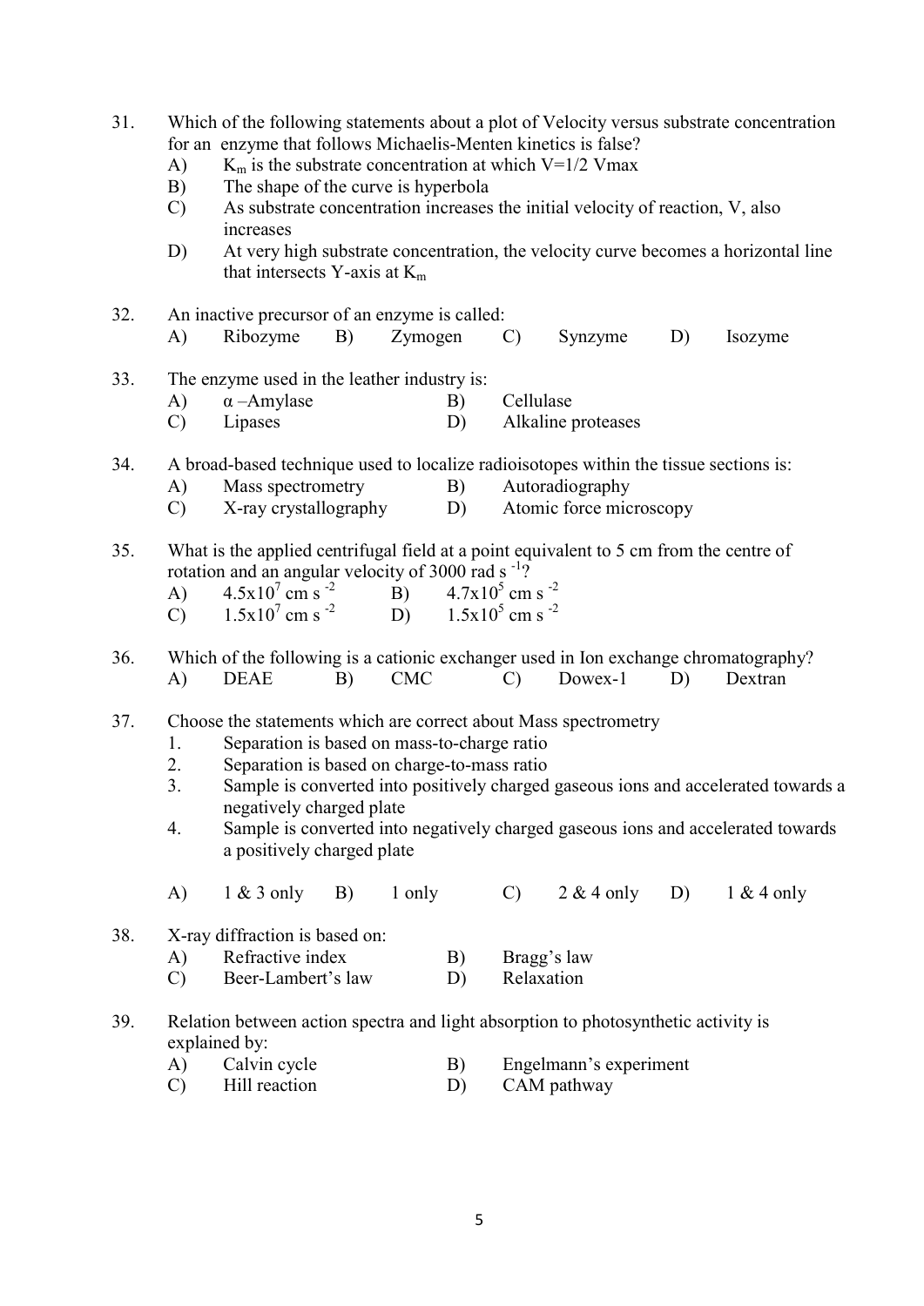31. Which of the following statements about a plot of Velocity versus substrate concentration for an enzyme that follows Michaelis-Menten kinetics is false?
    - A) $K_m$ is the substrate concentration at which V=1/2 Vmax
    - B) The shape of the curve is hyperbola
    - C) As substrate concentration increases the initial velocity of reaction, V, also increases
    - D) At very high substrate concentration, the velocity curve becomes a horizontal line that intersects Y-axis at $K_m$

32. An inactive precursor of an enzyme is called:
    - A) Ribozyme
    - B) Zymogen
    - C) Synzyme
    - D) Isozyme

33. The enzyme used in the leather industry is:
    - A) α –Amylase
    - B) Cellulase
    - C) Lipases
    - D) Alkaline proteases

34. A broad-based technique used to localize radioisotopes within the tissue sections is:
    - A) Mass spectrometry
    - B) Autoradiography
    - C) X-ray crystallography
    - D) Atomic force microscopy

35. What is the applied centrifugal field at a point equivalent to 5 cm from the centre of rotation and an angular velocity of 3000 rad $s^{-1}$?
    - A) $4.5 \times 10^7$ cm $s^{-2}$
    - B) $4.7 \times 10^5$ cm $s^{-2}$
    - C) $1.5 \times 10^7$ cm $s^{-2}$
    - D) $1.5 \times 10^5$ cm $s^{-2}$

36. Which of the following is a cationic exchanger used in Ion exchange chromatography?
    - A) DEAE
    - B) CMC
    - C) Dowex-1
    - D) Dextran

37. Choose the statements which are correct about Mass spectrometry
    1. Separation is based on mass-to-charge ratio
    2. Separation is based on charge-to-mass ratio
    3. Sample is converted into positively charged gaseous ions and accelerated towards a negatively charged plate
    4. Sample is converted into negatively charged gaseous ions and accelerated towards a positively charged plate

    - A) 1 & 3 only
    - B) 1 only
    - C) 2 & 4 only
    - D) 1 & 4 only

38. X-ray diffraction is based on:
    - A) Refractive index
    - B) Bragg's law
    - C) Beer-Lambert's law
    - D) Relaxation

39. Relation between action spectra and light absorption to photosynthetic activity is explained by:
    - A) Calvin cycle
    - B) Engelmann's experiment
    - C) Hill reaction
    - D) CAM pathway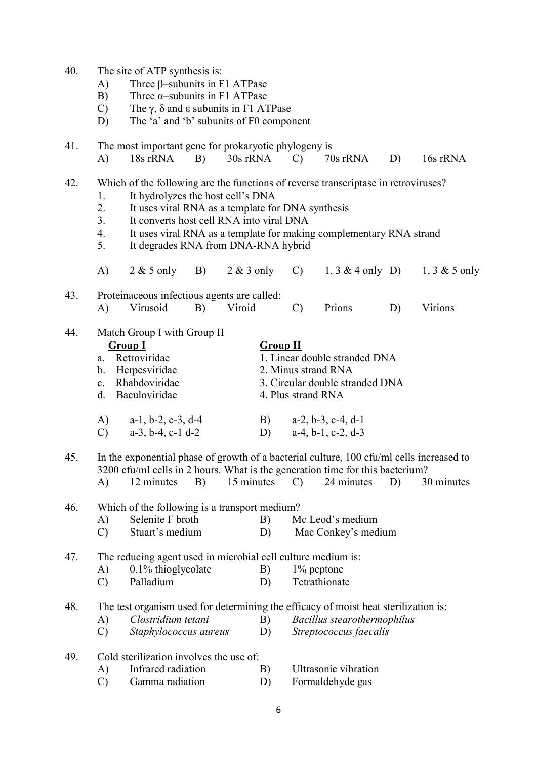40. The site of ATP synthesis is:
    A) Three β–subunits in F1 ATPase
    B) Three α–subunits in F1 ATPase
    C) The γ, δ and ε subunits in F1 ATPase
    D) The 'a' and 'b' subunits of F0 component

41. The most important gene for prokaryotic phylogeny is
    A) 18s rRNA B) 30s rRNA C) 70s rRNA D) 16s rRNA

42. Which of the following are the functions of reverse transcriptase in retroviruses?
    1. It hydrolyzes the host cell's DNA
    2. It uses viral RNA as a template for DNA synthesis
    3. It converts host cell RNA into viral DNA
    4. It uses viral RNA as a template for making complementary RNA strand
    5. It degrades RNA from DNA-RNA hybrid

    A) 2 & 5 only B) 2 & 3 only C) 1, 3 & 4 only D) 1, 3 & 5 only

43. Proteinaceous infectious agents are called:
    A) Virusoid B) Viroid C) Prions D) Virions

44. Match Group I with Group II

| **Group I** | **Group II** |
|---|---|
| a. Retroviridae | 1. Linear double stranded DNA |
| b. Herpesviridae | 2. Minus strand RNA |
| c. Rhabdoviridae | 3. Circular double stranded DNA |
| d. Baculoviridae | 4. Plus strand RNA |

    A) a-1, b-2, c-3, d-4 B) a-2, b-3, c-4, d-1
    C) a-3, b-4, c-1 d-2 D) a-4, b-1, c-2, d-3

45. In the exponential phase of growth of a bacterial culture, 100 cfu/ml cells increased to 3200 cfu/ml cells in 2 hours. What is the generation time for this bacterium?
    A) 12 minutes B) 15 minutes C) 24 minutes D) 30 minutes

46. Which of the following is a transport medium?
    A) Selenite F broth B) Mc Leod's medium
    C) Stuart's medium D) Mac Conkey's medium

47. The reducing agent used in microbial cell culture medium is:
    A) 0.1% thioglycolate B) 1% peptone
    C) Palladium D) Tetrathionate

48. The test organism used for determining the efficacy of moist heat sterilization is:
    A) *Clostridium tetani* B) *Bacillus stearothermophilus*
    C) *Staphylococcus aureus* D) *Streptococcus faecalis*

49. Cold sterilization involves the use of:
    A) Infrared radiation B) Ultrasonic vibration
    C) Gamma radiation D) Formaldehyde gas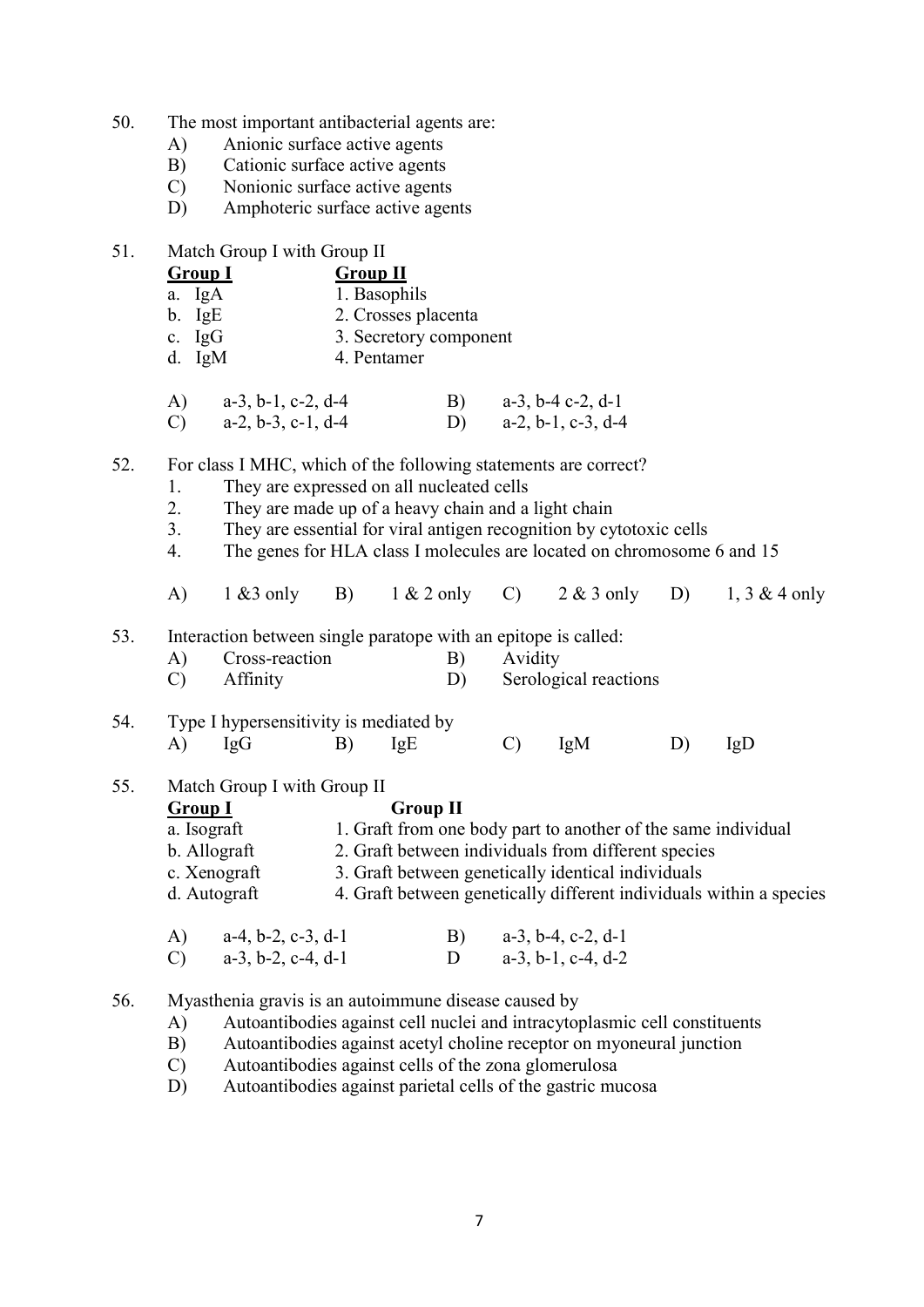50. The most important antibacterial agents are:
    - A) Anionic surface active agents
    - B) Cationic surface active agents
    - C) Nonionic surface active agents
    - D) Amphoteric surface active agents

51. Match Group I with Group II

| **Group I** | **Group II** |
|---|---|
| a. IgA | 1. Basophils |
| b. IgE | 2. Crosses placenta |
| c. IgG | 3. Secretory component |
| d. IgM | 4. Pentamer |

- A) a-3, b-1, c-2, d-4
- B) a-3, b-4 c-2, d-1
- C) a-2, b-3, c-1, d-4
- D) a-2, b-1, c-3, d-4

52. For class I MHC, which of the following statements are correct?
    1. They are expressed on all nucleated cells
    2. They are made up of a heavy chain and a light chain
    3. They are essential for viral antigen recognition by cytotoxic cells
    4. The genes for HLA class I molecules are located on chromosome 6 and 15

    - A) 1 &3 only
    - B) 1 & 2 only
    - C) 2 & 3 only
    - D) 1, 3 & 4 only

53. Interaction between single paratope with an epitope is called:
    - A) Cross-reaction
    - B) Avidity
    - C) Affinity
    - D) Serological reactions

54. Type I hypersensitivity is mediated by
    - A) IgG
    - B) IgE
    - C) IgM
    - D) IgD

55. Match Group I with Group II

| **Group I** | **Group II** |
|---|---|
| a. Isograft | 1. Graft from one body part to another of the same individual |
| b. Allograft | 2. Graft between individuals from different species |
| c. Xenograft | 3. Graft between genetically identical individuals |
| d. Autograft | 4. Graft between genetically different individuals within a species |

- A) a-4, b-2, c-3, d-1
- B) a-3, b-4, c-2, d-1
- C) a-3, b-2, c-4, d-1
- D a-3, b-1, c-4, d-2

56. Myasthenia gravis is an autoimmune disease caused by
    - A) Autoantibodies against cell nuclei and intracytoplasmic cell constituents
    - B) Autoantibodies against acetyl choline receptor on myoneural junction
    - C) Autoantibodies against cells of the zona glomerulosa
    - D) Autoantibodies against parietal cells of the gastric mucosa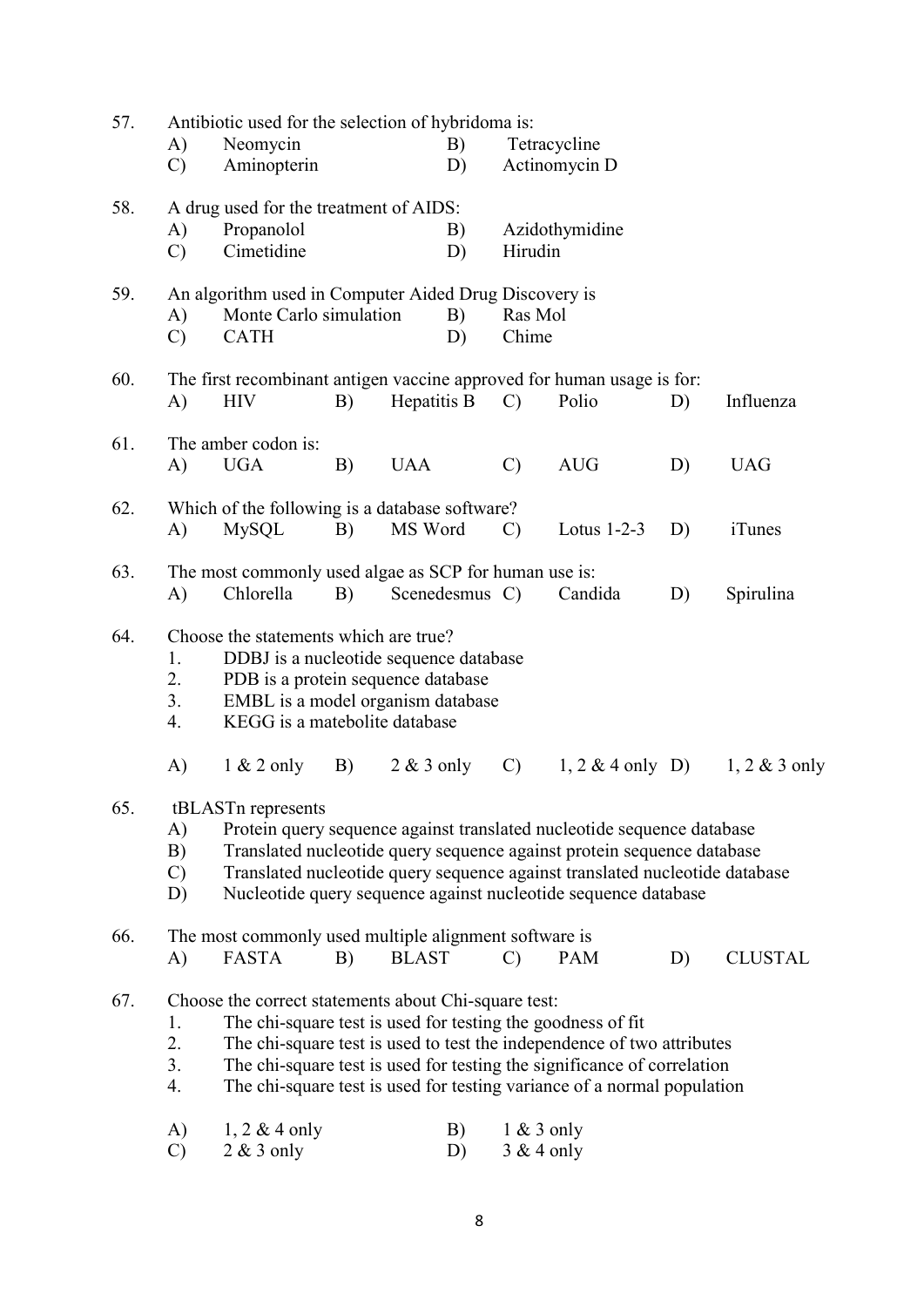57. Antibiotic used for the selection of hybridoma is:

    A) Neomycin  B) Tetracycline
    C) Aminopterin  D) Actinomycin D

58. A drug used for the treatment of AIDS:

    A) Propanolol  B) Azidothymidine
    C) Cimetidine  D) Hirudin

59. An algorithm used in Computer Aided Drug Discovery is

    A) Monte Carlo simulation  B) Ras Mol
    C) CATH  D) Chime

60. The first recombinant antigen vaccine approved for human usage is for:

    A) HIV  B) Hepatitis B  C) Polio  D) Influenza

61. The amber codon is:

    A) UGA  B) UAA  C) AUG  D) UAG

62. Which of the following is a database software?

    A) MySQL  B) MS Word  C) Lotus 1-2-3  D) iTunes

63. The most commonly used algae as SCP for human use is:

    A) Chlorella  B) Scenedesmus  C) Candida  D) Spirulina

64. Choose the statements which are true?

    1. DDBJ is a nucleotide sequence database
    2. PDB is a protein sequence database
    3. EMBL is a model organism database
    4. KEGG is a matebolite database

    A) 1 & 2 only  B) 2 & 3 only  C) 1, 2 & 4 only  D) 1, 2 & 3 only

65. tBLASTn represents

    A) Protein query sequence against translated nucleotide sequence database
    B) Translated nucleotide query sequence against protein sequence database
    C) Translated nucleotide query sequence against translated nucleotide database
    D) Nucleotide query sequence against nucleotide sequence database

66. The most commonly used multiple alignment software is

    A) FASTA  B) BLAST  C) PAM  D) CLUSTAL

67. Choose the correct statements about Chi-square test:

    1. The chi-square test is used for testing the goodness of fit
    2. The chi-square test is used to test the independence of two attributes
    3. The chi-square test is used for testing the significance of correlation
    4. The chi-square test is used for testing variance of a normal population

    A) 1, 2 & 4 only  B) 1 & 3 only
    C) 2 & 3 only  D) 3 & 4 only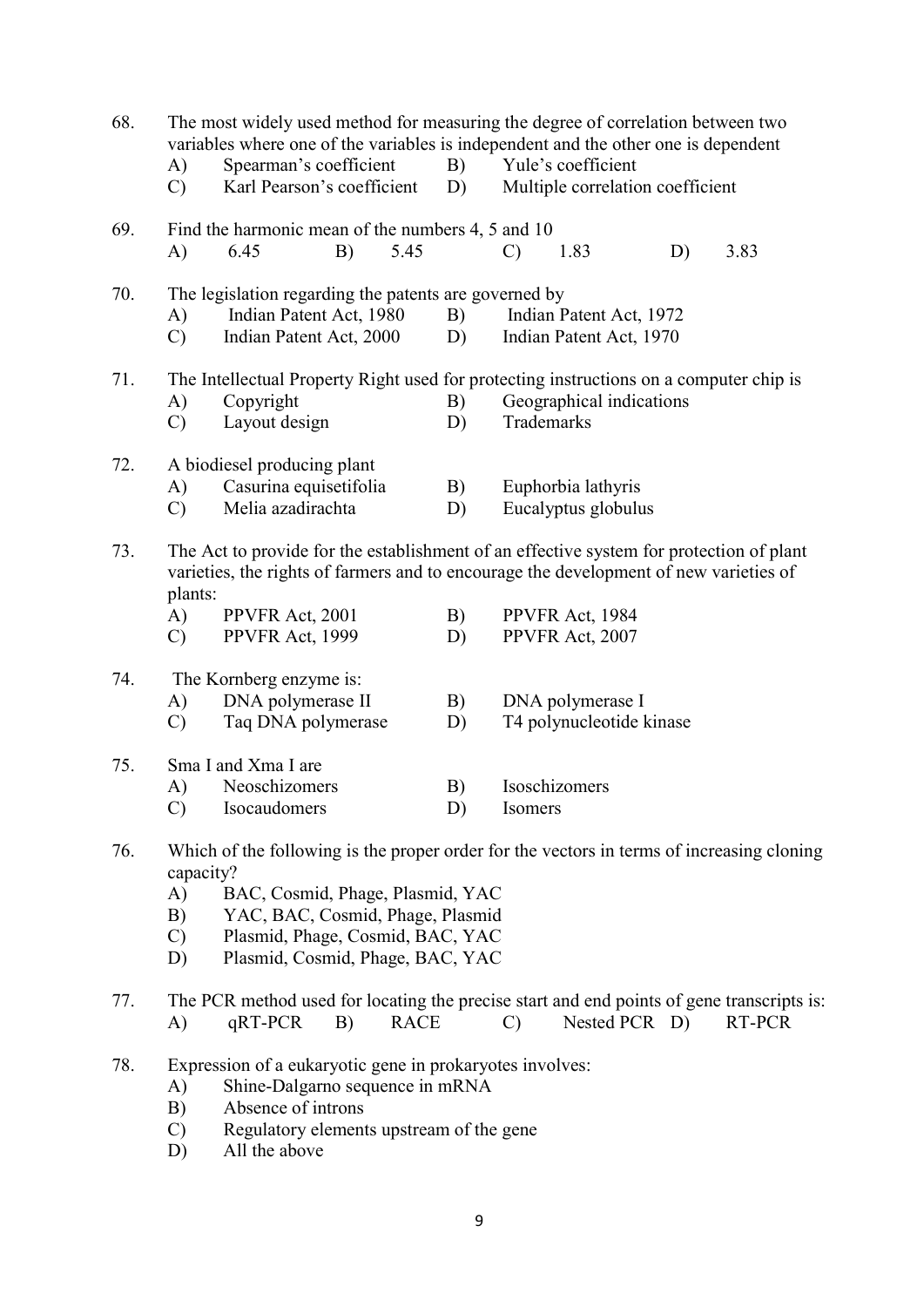68. The most widely used method for measuring the degree of correlation between two variables where one of the variables is independent and the other one is dependent

A) Spearman's coefficient B) Yule's coefficient
C) Karl Pearson's coefficient D) Multiple correlation coefficient

69. Find the harmonic mean of the numbers 4, 5 and 10

A) 6.45 B) 5.45 C) 1.83 D) 3.83

70. The legislation regarding the patents are governed by

A) Indian Patent Act, 1980 B) Indian Patent Act, 1972
C) Indian Patent Act, 2000 D) Indian Patent Act, 1970

71. The Intellectual Property Right used for protecting instructions on a computer chip is

A) Copyright B) Geographical indications
C) Layout design D) Trademarks

72. A biodiesel producing plant

A) Casurina equisetifolia B) Euphorbia lathyris
C) Melia azadirachta D) Eucalyptus globulus

73. The Act to provide for the establishment of an effective system for protection of plant varieties, the rights of farmers and to encourage the development of new varieties of plants:

A) PPVFR Act, 2001 B) PPVFR Act, 1984
C) PPVFR Act, 1999 D) PPVFR Act, 2007

74. The Kornberg enzyme is:

A) DNA polymerase II B) DNA polymerase I
C) Taq DNA polymerase D) T4 polynucleotide kinase

75. Sma I and Xma I are

A) Neoschizomers B) Isoschizomers
C) Isocaudomers D) Isomers

76. Which of the following is the proper order for the vectors in terms of increasing cloning capacity?

A) BAC, Cosmid, Phage, Plasmid, YAC
B) YAC, BAC, Cosmid, Phage, Plasmid
C) Plasmid, Phage, Cosmid, BAC, YAC
D) Plasmid, Cosmid, Phage, BAC, YAC

77. The PCR method used for locating the precise start and end points of gene transcripts is:

A) qRT-PCR B) RACE C) Nested PCR D) RT-PCR

78. Expression of a eukaryotic gene in prokaryotes involves:

A) Shine-Dalgarno sequence in mRNA
B) Absence of introns
C) Regulatory elements upstream of the gene
D) All the above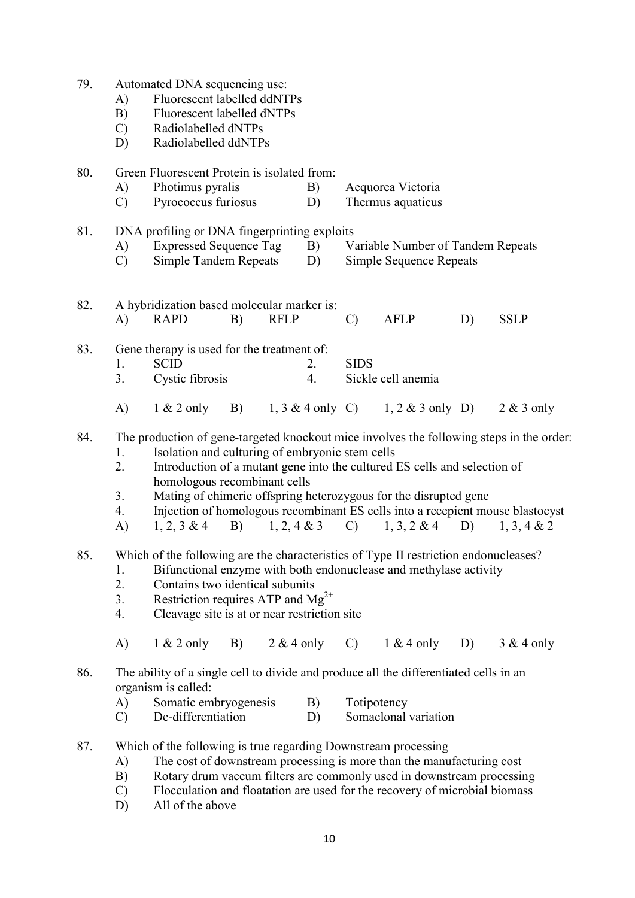79. Automated DNA sequencing use:
   - A) Fluorescent labelled ddNTPs
   - B) Fluorescent labelled dNTPs
   - C) Radiolabelled dNTPs
   - D) Radiolabelled ddNTPs

80. Green Fluorescent Protein is isolated from:
   - A) Photimus pyralis
   - B) Aequorea Victoria
   - C) Pyrococcus furiosus
   - D) Thermus aquaticus

81. DNA profiling or DNA fingerprinting exploits
   - A) Expressed Sequence Tag
   - B) Variable Number of Tandem Repeats
   - C) Simple Tandem Repeats
   - D) Simple Sequence Repeats

82. A hybridization based molecular marker is:
   - A) RAPD
   - B) RFLP
   - C) AFLP
   - D) SSLP

83. Gene therapy is used for the treatment of:
   1. SCID
   2. SIDS
   3. Cystic fibrosis
   4. Sickle cell anemia

   - A) 1 & 2 only
   - B) 1, 3 & 4 only
   - C) 1, 2 & 3 only
   - D) 2 & 3 only

84. The production of gene-targeted knockout mice involves the following steps in the order:
   1. Isolation and culturing of embryonic stem cells
   2. Introduction of a mutant gene into the cultured ES cells and selection of homologous recombinant cells
   3. Mating of chimeric offspring heterozygous for the disrupted gene
   4. Injection of homologous recombinant ES cells into a recepient mouse blastocyst

   - A) 1, 2, 3 & 4
   - B) 1, 2, 4 & 3
   - C) 1, 3, 2 & 4
   - D) 1, 3, 4 & 2

85. Which of the following are the characteristics of Type II restriction endonucleases?
   1. Bifunctional enzyme with both endonuclease and methylase activity
   2. Contains two identical subunits
   3. Restriction requires ATP and $Mg^{2+}$
   4. Cleavage site is at or near restriction site

   - A) 1 & 2 only
   - B) 2 & 4 only
   - C) 1 & 4 only
   - D) 3 & 4 only

86. The ability of a single cell to divide and produce all the differentiated cells in an organism is called:
   - A) Somatic embryogenesis
   - B) Totipotency
   - C) De-differentiation
   - D) Somaclonal variation

87. Which of the following is true regarding Downstream processing
   - A) The cost of downstream processing is more than the manufacturing cost
   - B) Rotary drum vaccum filters are commonly used in downstream processing
   - C) Flocculation and floatation are used for the recovery of microbial biomass
   - D) All of the above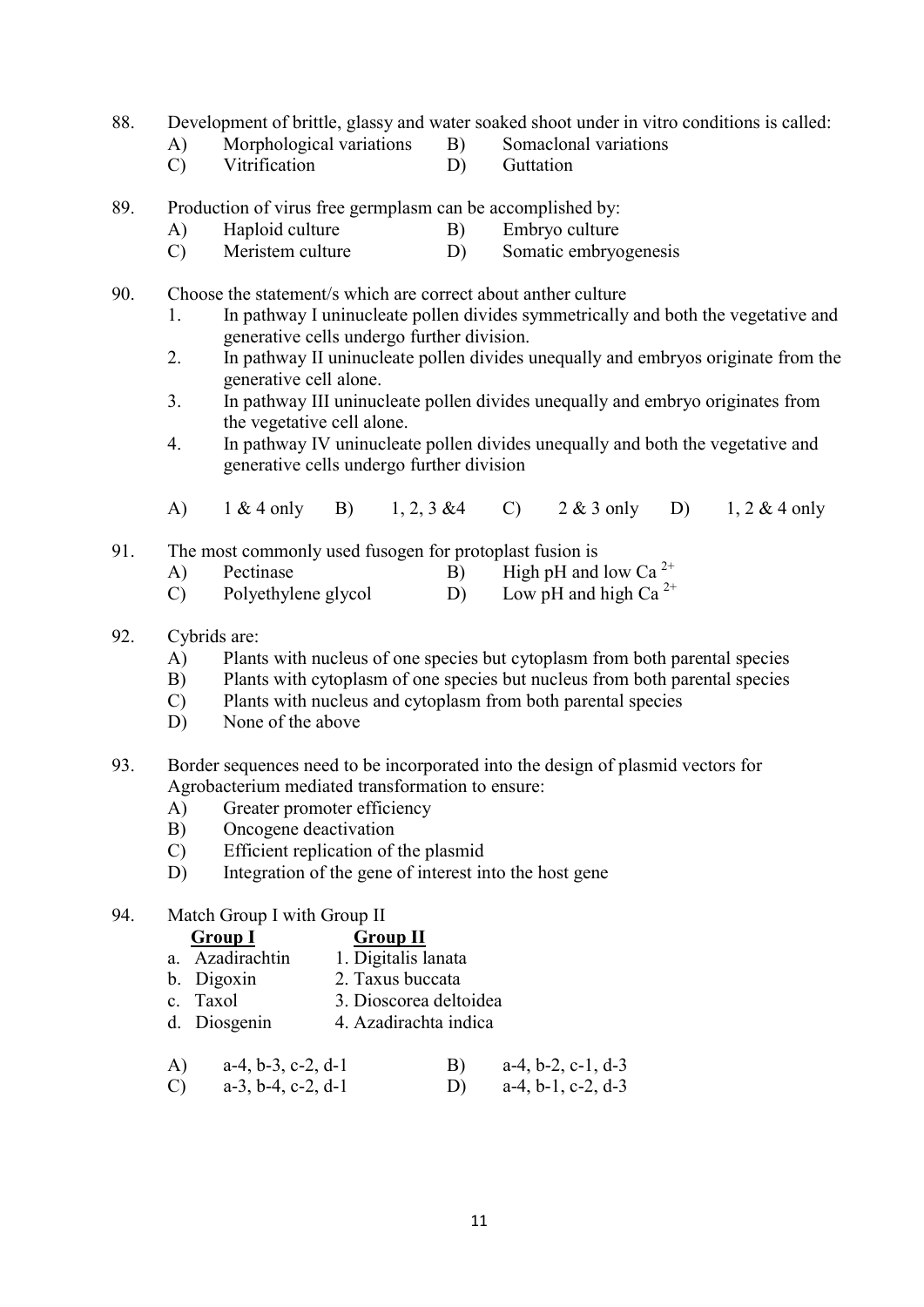88. Development of brittle, glassy and water soaked shoot under in vitro conditions is called:

   A) Morphological variations  B) Somaclonal variations
   C) Vitrification  D) Guttation

89. Production of virus free germplasm can be accomplished by:

   A) Haploid culture  B) Embryo culture
   C) Meristem culture  D) Somatic embryogenesis

90. Choose the statement/s which are correct about anther culture

   1. In pathway I uninucleate pollen divides symmetrically and both the vegetative and generative cells undergo further division.
   2. In pathway II uninucleate pollen divides unequally and embryos originate from the generative cell alone.
   3. In pathway III uninucleate pollen divides unequally and embryo originates from the vegetative cell alone.
   4. In pathway IV uninucleate pollen divides unequally and both the vegetative and generative cells undergo further division

   A) 1 & 4 only  B) 1, 2, 3 &4  C) 2 & 3 only  D) 1, 2 & 4 only

91. The most commonly used fusogen for protoplast fusion is

   A) Pectinase  B) High pH and low $Ca^{2+}$
   C) Polyethylene glycol  D) Low pH and high $Ca^{2+}$

92. Cybrids are:

   A) Plants with nucleus of one species but cytoplasm from both parental species
   B) Plants with cytoplasm of one species but nucleus from both parental species
   C) Plants with nucleus and cytoplasm from both parental species
   D) None of the above

93. Border sequences need to be incorporated into the design of plasmid vectors for Agrobacterium mediated transformation to ensure:

   A) Greater promoter efficiency
   B) Oncogene deactivation
   C) Efficient replication of the plasmid
   D) Integration of the gene of interest into the host gene

94. Match Group I with Group II

| Group I | Group II |
|---|---|
| a. Azadirachtin | 1. Digitalis lanata |
| b. Digoxin | 2. Taxus buccata |
| c. Taxol | 3. Dioscorea deltoidea |
| d. Diosgenin | 4. Azadirachta indica |

   A) a-4, b-3, c-2, d-1  B) a-4, b-2, c-1, d-3
   C) a-3, b-4, c-2, d-1  D) a-4, b-1, c-2, d-3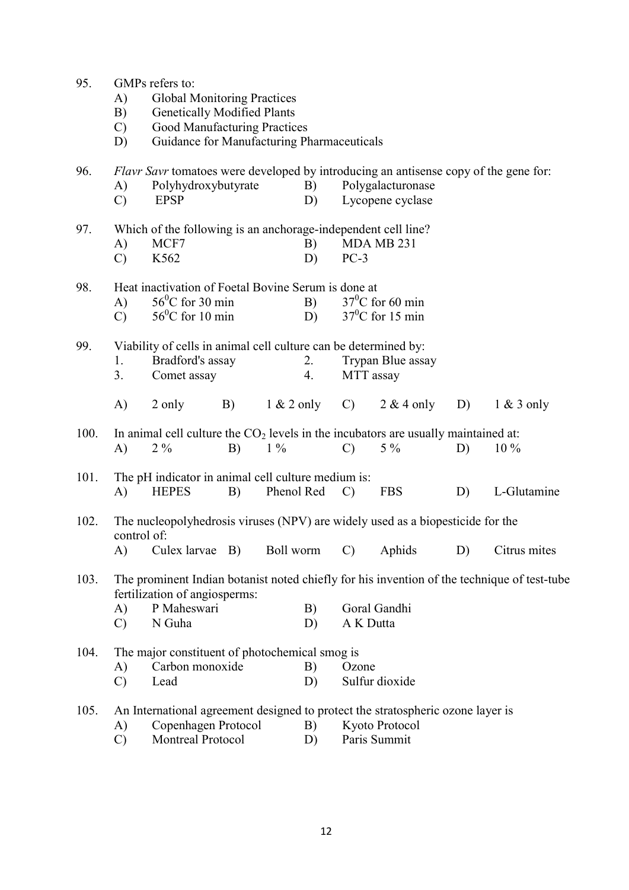95. GMPs refers to:
   - A) Global Monitoring Practices
   - B) Genetically Modified Plants
   - C) Good Manufacturing Practices
   - D) Guidance for Manufacturing Pharmaceuticals

96. *Flavr Savr* tomatoes were developed by introducing an antisense copy of the gene for:
   - A) Polyhydroxybutyrate
   - B) Polygalacturonase
   - C) EPSP
   - D) Lycopene cyclase

97. Which of the following is an anchorage-independent cell line?
   - A) MCF7
   - B) MDA MB 231
   - C) K562
   - D) PC-3

98. Heat inactivation of Foetal Bovine Serum is done at
   - A) $56^0$C for 30 min
   - B) $37^0$C for 60 min
   - C) $56^0$C for 10 min
   - D) $37^0$C for 15 min

99. Viability of cells in animal cell culture can be determined by:
   1. Bradford's assay
   2. Trypan Blue assay
   3. Comet assay
   4. MTT assay

   A) 2 only B) 1 & 2 only C) 2 & 4 only D) 1 & 3 only

100. In animal cell culture the $CO_2$ levels in the incubators are usually maintained at:
   A) 2 % B) 1 % C) 5 % D) 10 %

101. The pH indicator in animal cell culture medium is:
   A) HEPES B) Phenol Red C) FBS D) L-Glutamine

102. The nucleopolyhedrosis viruses (NPV) are widely used as a biopesticide for the control of:
   A) Culex larvae B) Boll worm C) Aphids D) Citrus mites

103. The prominent Indian botanist noted chiefly for his invention of the technique of test-tube fertilization of angiosperms:
   - A) P Maheswari
   - B) Goral Gandhi
   - C) N Guha
   - D) A K Dutta

104. The major constituent of photochemical smog is
   - A) Carbon monoxide
   - B) Ozone
   - C) Lead
   - D) Sulfur dioxide

105. An International agreement designed to protect the stratospheric ozone layer is
   - A) Copenhagen Protocol
   - B) Kyoto Protocol
   - C) Montreal Protocol
   - D) Paris Summit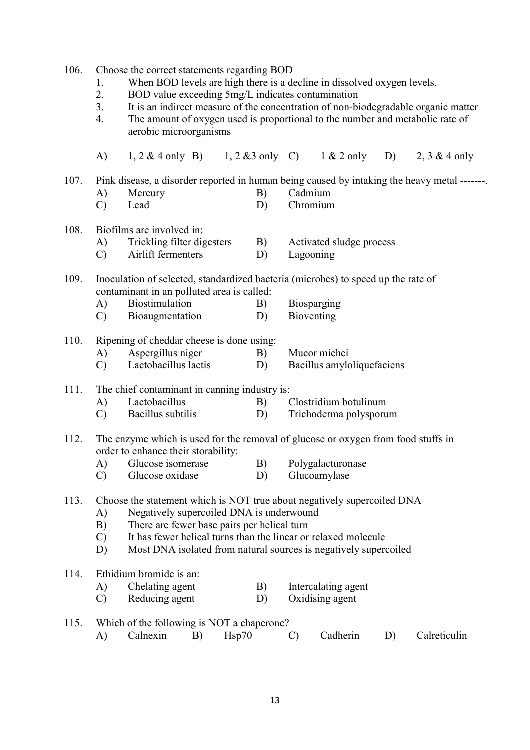106. Choose the correct statements regarding BOD
    1. When BOD levels are high there is a decline in dissolved oxygen levels.
    2. BOD value exceeding 5mg/L indicates contamination
    3. It is an indirect measure of the concentration of non-biodegradable organic matter
    4. The amount of oxygen used is proportional to the number and metabolic rate of aerobic microorganisms

    A) 1, 2 & 4 only B) 1, 2 &3 only C) 1 & 2 only D) 2, 3 & 4 only

107. Pink disease, a disorder reported in human being caused by intaking the heavy metal -------.
    A) Mercury B) Cadmium
    C) Lead D) Chromium

108. Biofilms are involved in:
    A) Trickling filter digesters B) Activated sludge process
    C) Airlift fermenters D) Lagooning

109. Inoculation of selected, standardized bacteria (microbes) to speed up the rate of contaminant in an polluted area is called:
    A) Biostimulation B) Biosparging
    C) Bioaugmentation D) Bioventing

110. Ripening of cheddar cheese is done using:
    A) Aspergillus niger B) Mucor miehei
    C) Lactobacillus lactis D) Bacillus amyloliquefaciens

111. The chief contaminant in canning industry is:
    A) Lactobacillus B) Clostridium botulinum
    C) Bacillus subtilis D) Trichoderma polysporum

112. The enzyme which is used for the removal of glucose or oxygen from food stuffs in order to enhance their storability:
    A) Glucose isomerase B) Polygalacturonase
    C) Glucose oxidase D) Glucoamylase

113. Choose the statement which is NOT true about negatively supercoiled DNA
    A) Negatively supercoiled DNA is underwound
    B) There are fewer base pairs per helical turn
    C) It has fewer helical turns than the linear or relaxed molecule
    D) Most DNA isolated from natural sources is negatively supercoiled

114. Ethidium bromide is an:
    A) Chelating agent B) Intercalating agent
    C) Reducing agent D) Oxidising agent

115. Which of the following is NOT a chaperone?
    A) Calnexin B) Hsp70 C) Cadherin D) Calreticulin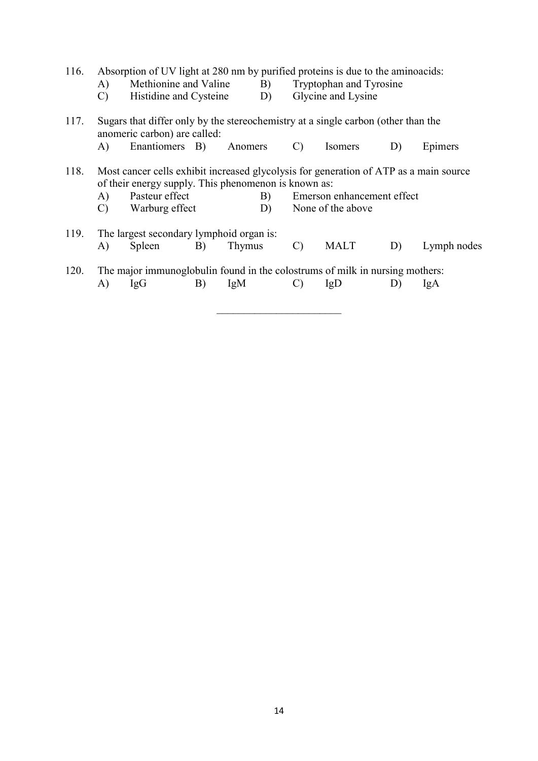116. Absorption of UV light at 280 nm by purified proteins is due to the aminoacids:

A) Methionine and Valine B) Tryptophan and Tyrosine

C) Histidine and Cysteine D) Glycine and Lysine

117. Sugars that differ only by the stereochemistry at a single carbon (other than the anomeric carbon) are called:

A) Enantiomers B) Anomers C) Isomers D) Epimers

118. Most cancer cells exhibit increased glycolysis for generation of ATP as a main source of their energy supply. This phenomenon is known as:

A) Pasteur effect B) Emerson enhancement effect

C) Warburg effect D) None of the above

119. The largest secondary lymphoid organ is:

A) Spleen B) Thymus C) MALT D) Lymph nodes

120. The major immunoglobulin found in the colostrums of milk in nursing mothers:

A) IgG B) IgM C) IgD D) IgA

---